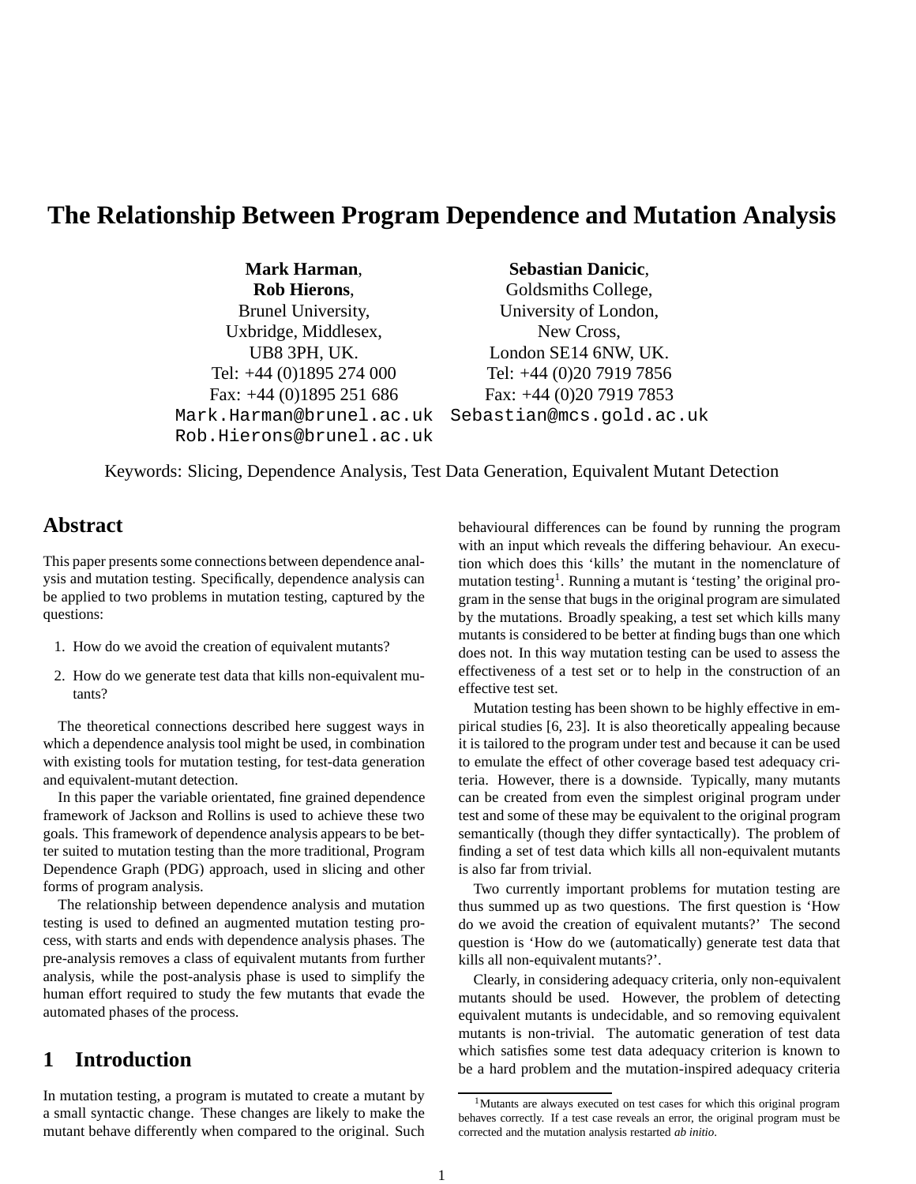# The Relationship Between Program Dependence and Mutation Analysis

**Mark Harman**,
**Rob Hierons**,
Brunel University,
Uxbridge, Middlesex,
UB8 3PH, UK.
Tel: +44 (0)1895 274 000
Fax: +44 (0)1895 251 686
Mark.Harman@brunel.ac.uk
Rob.Hierons@brunel.ac.uk

**Sebastian Danicic**,
Goldsmiths College,
University of London,
New Cross,
London SE14 6NW, UK.
Tel: +44 (0)20 7919 7856
Fax: +44 (0)20 7919 7853
Sebastian@mcs.gold.ac.uk

Keywords: Slicing, Dependence Analysis, Test Data Generation, Equivalent Mutant Detection

## Abstract

This paper presents some connections between dependence analysis and mutation testing. Specifically, dependence analysis can be applied to two problems in mutation testing, captured by the questions:

1. How do we avoid the creation of equivalent mutants?
2. How do we generate test data that kills non-equivalent mutants?

The theoretical connections described here suggest ways in which a dependence analysis tool might be used, in combination with existing tools for mutation testing, for test-data generation and equivalent-mutant detection.

In this paper the variable orientated, fine grained dependence framework of Jackson and Rollins is used to achieve these two goals. This framework of dependence analysis appears to be better suited to mutation testing than the more traditional, Program Dependence Graph (PDG) approach, used in slicing and other forms of program analysis.

The relationship between dependence analysis and mutation testing is used to defined an augmented mutation testing process, with starts and ends with dependence analysis phases. The pre-analysis removes a class of equivalent mutants from further analysis, while the post-analysis phase is used to simplify the human effort required to study the few mutants that evade the automated phases of the process.

## 1 Introduction

In mutation testing, a program is mutated to create a mutant by a small syntactic change. These changes are likely to make the mutant behave differently when compared to the original. Such behavioural differences can be found by running the program with an input which reveals the differing behaviour. An execution which does this 'kills' the mutant in the nomenclature of mutation testing[1]. Running a mutant is 'testing' the original program in the sense that bugs in the original program are simulated by the mutations. Broadly speaking, a test set which kills many mutants is considered to be better at finding bugs than one which does not. In this way mutation testing can be used to assess the effectiveness of a test set or to help in the construction of an effective test set.

Mutation testing has been shown to be highly effective in empirical studies [6, 23]. It is also theoretically appealing because it is tailored to the program under test and because it can be used to emulate the effect of other coverage based test adequacy criteria. However, there is a downside. Typically, many mutants can be created from even the simplest original program under test and some of these may be equivalent to the original program semantically (though they differ syntactically). The problem of finding a set of test data which kills all non-equivalent mutants is also far from trivial.

Two currently important problems for mutation testing are thus summed up as two questions. The first question is 'How do we avoid the creation of equivalent mutants?' The second question is 'How do we (automatically) generate test data that kills all non-equivalent mutants?'.

Clearly, in considering adequacy criteria, only non-equivalent mutants should be used. However, the problem of detecting equivalent mutants is undecidable, and so removing equivalent mutants is non-trivial. The automatic generation of test data which satisfies some test data adequacy criterion is known to be a hard problem and the mutation-inspired adequacy criteria

[1] Mutants are always executed on test cases for which this original program behaves correctly. If a test case reveals an error, the original program must be corrected and the mutation analysis restarted *ab initio*.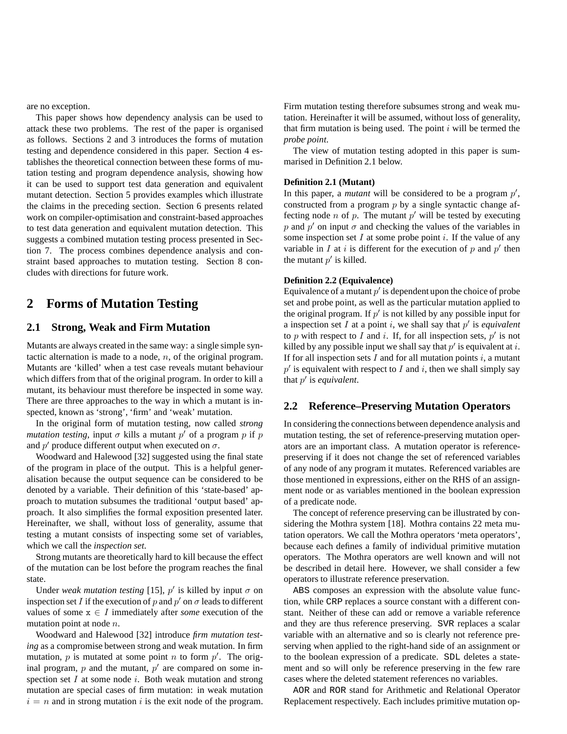are no exception.

This paper shows how dependency analysis can be used to attack these two problems. The rest of the paper is organised as follows. Sections 2 and 3 introduces the forms of mutation testing and dependence considered in this paper. Section 4 establishes the theoretical connection between these forms of mutation testing and program dependence analysis, showing how it can be used to support test data generation and equivalent mutant detection. Section 5 provides examples which illustrate the claims in the preceding section. Section 6 presents related work on compiler-optimisation and constraint-based approaches to test data generation and equivalent mutation detection. This suggests a combined mutation testing process presented in Section 7. The process combines dependence analysis and constraint based approaches to mutation testing. Section 8 concludes with directions for future work.

## 2 Forms of Mutation Testing

### 2.1 Strong, Weak and Firm Mutation

Mutants are always created in the same way: a single simple syntactic alternation is made to a node, $n$, of the original program. Mutants are 'killed' when a test case reveals mutant behaviour which differs from that of the original program. In order to kill a mutant, its behaviour must therefore be inspected in some way. There are three approaches to the way in which a mutant is inspected, known as 'strong', 'firm' and 'weak' mutation.

In the original form of mutation testing, now called *strong mutation testing*, input $\sigma$ kills a mutant $p'$ of a program $p$ if $p$ and $p'$ produce different output when executed on $\sigma$.

Woodward and Halewood [32] suggested using the final state of the program in place of the output. This is a helpful generalisation because the output sequence can be considered to be denoted by a variable. Their definition of this 'state-based' approach to mutation subsumes the traditional 'output based' approach. It also simplifies the formal exposition presented later. Hereinafter, we shall, without loss of generality, assume that testing a mutant consists of inspecting some set of variables, which we call the *inspection set*.

Strong mutants are theoretically hard to kill because the effect of the mutation can be lost before the program reaches the final state.

Under *weak mutation testing* [15], $p'$ is killed by input $\sigma$ on inspection set $I$ if the execution of $p$ and $p'$ on $\sigma$ leads to different values of some $\texttt{x} \in I$ immediately after *some* execution of the mutation point at node $n$.

Woodward and Halewood [32] introduce *firm mutation testing* as a compromise between strong and weak mutation. In firm mutation, $p$ is mutated at some point $n$ to form $p'$. The original program, $p$ and the mutant, $p'$ are compared on some inspection set $I$ at some node $i$. Both weak mutation and strong mutation are special cases of firm mutation: in weak mutation $i = n$ and in strong mutation $i$ is the exit node of the program. Firm mutation testing therefore subsumes strong and weak mutation. Hereinafter it will be assumed, without loss of generality, that firm mutation is being used. The point $i$ will be termed the *probe point*.

The view of mutation testing adopted in this paper is summarised in Definition 2.1 below.

**Definition 2.1 (Mutant)**
In this paper, a *mutant* will be considered to be a program $p'$, constructed from a program $p$ by a single syntactic change affecting node $n$ of $p$. The mutant $p'$ will be tested by executing $p$ and $p'$ on input $\sigma$ and checking the values of the variables in some inspection set $I$ at some probe point $i$. If the value of any variable in $I$ at $i$ is different for the execution of $p$ and $p'$ then the mutant $p'$ is killed.

**Definition 2.2 (Equivalence)**
Equivalence of a mutant $p'$ is dependent upon the choice of probe set and probe point, as well as the particular mutation applied to the original program. If $p'$ is not killed by any possible input for a inspection set $I$ at a point $i$, we shall say that $p'$ is *equivalent* to $p$ with respect to $I$ and $i$. If, for all inspection sets, $p'$ is not killed by any possible input we shall say that $p'$ is equivalent at $i$. If for all inspection sets $I$ and for all mutation points $i$, a mutant $p'$ is equivalent with respect to $I$ and $i$, then we shall simply say that $p'$ is *equivalent*.

### 2.2 Reference–Preserving Mutation Operators

In considering the connections between dependence analysis and mutation testing, the set of reference-preserving mutation operators are an important class. A mutation operator is reference-preserving if it does not change the set of referenced variables of any node of any program it mutates. Referenced variables are those mentioned in expressions, either on the RHS of an assignment node or as variables mentioned in the boolean expression of a predicate node.

The concept of reference preserving can be illustrated by considering the Mothra system [18]. Mothra contains 22 meta mutation operators. We call the Mothra operators 'meta operators', because each defines a family of individual primitive mutation operators. The Mothra operators are well known and will not be described in detail here. However, we shall consider a few operators to illustrate reference preservation.

ABS composes an expression with the absolute value function, while CRP replaces a source constant with a different constant. Neither of these can add or remove a variable reference and they are thus reference preserving. SVR replaces a scalar variable with an alternative and so is clearly not reference preserving when applied to the right-hand side of an assignment or to the boolean expression of a predicate. SDL deletes a statement and so will only be reference preserving in the few rare cases where the deleted statement references no variables.

AOR and ROR stand for Arithmetic and Relational Operator Replacement respectively. Each includes primitive mutation op-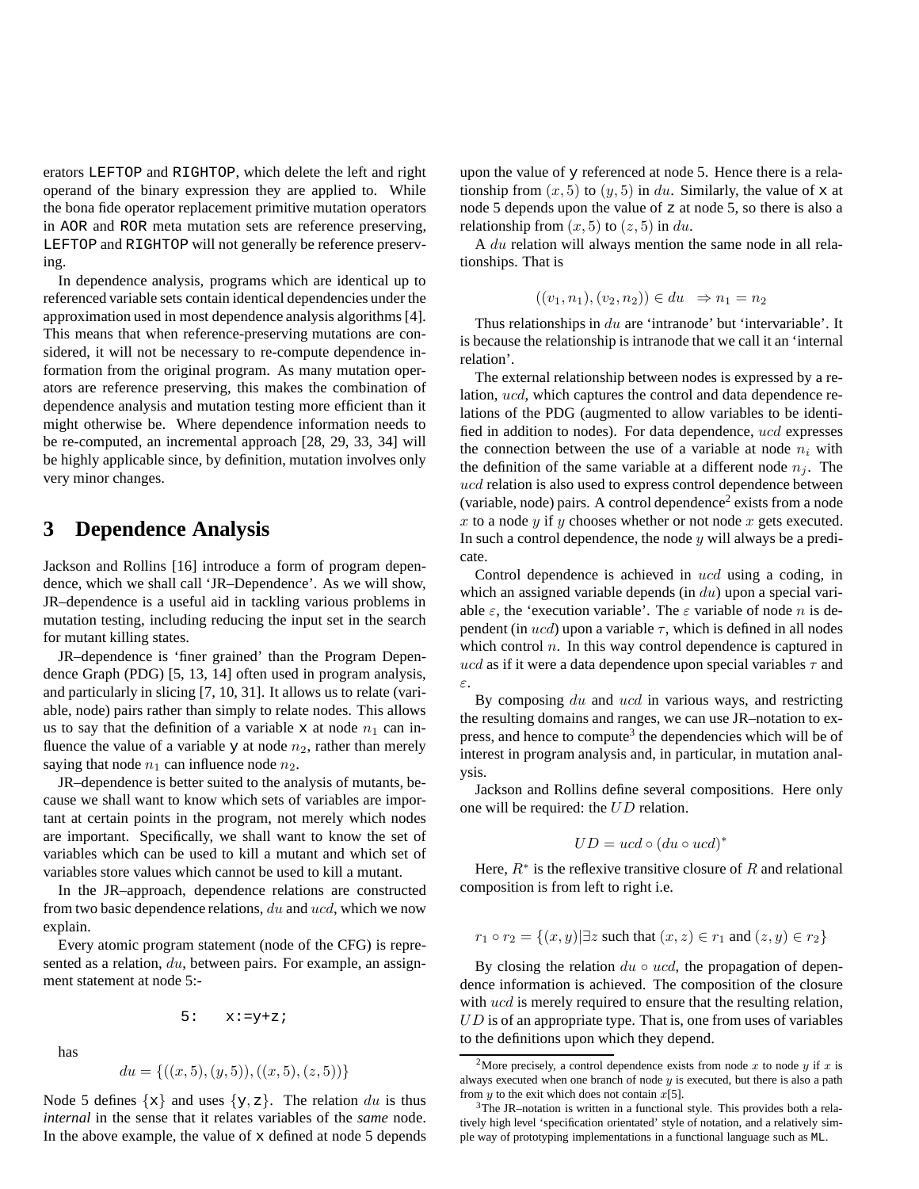erators `LEFTOP` and `RIGHTOP`, which delete the left and right operand of the binary expression they are applied to. While the bona fide operator replacement primitive mutation operators in `AOR` and `ROR` meta mutation sets are reference preserving, `LEFTOP` and `RIGHTOP` will not generally be reference preserving.

In dependence analysis, programs which are identical up to referenced variable sets contain identical dependencies under the approximation used in most dependence analysis algorithms [4]. This means that when reference-preserving mutations are considered, it will not be necessary to re-compute dependence information from the original program. As many mutation operators are reference preserving, this makes the combination of dependence analysis and mutation testing more efficient than it might otherwise be. Where dependence information needs to be re-computed, an incremental approach [28, 29, 33, 34] will be highly applicable since, by definition, mutation involves only very minor changes.

# 3 Dependence Analysis

Jackson and Rollins [16] introduce a form of program dependence, which we shall call 'JR–Dependence'. As we will show, JR–dependence is a useful aid in tackling various problems in mutation testing, including reducing the input set in the search for mutant killing states.

JR–dependence is 'finer grained' than the Program Dependence Graph (PDG) [5, 13, 14] often used in program analysis, and particularly in slicing [7, 10, 31]. It allows us to relate (variable, node) pairs rather than simply to relate nodes. This allows us to say that the definition of a variable `x` at node $n_1$ can influence the value of a variable `y` at node $n_2$, rather than merely saying that node $n_1$ can influence node $n_2$.

JR–dependence is better suited to the analysis of mutants, because we shall want to know which sets of variables are important at certain points in the program, not merely which nodes are important. Specifically, we shall want to know the set of variables which can be used to kill a mutant and which set of variables store values which cannot be used to kill a mutant.

In the JR–approach, dependence relations are constructed from two basic dependence relations, $du$ and $ucd$, which we now explain.

Every atomic program statement (node of the CFG) is represented as a relation, $du$, between pairs. For example, an assignment statement at node 5:-

```
5:   x:=y+z;
```

has

$$du = \{((x, 5), (y, 5)), ((x, 5), (z, 5))\}$$

Node 5 defines {`x`} and uses {`y`, `z`}. The relation $du$ is thus *internal* in the sense that it relates variables of the *same* node. In the above example, the value of `x` defined at node 5 depends upon the value of `y` referenced at node 5. Hence there is a relationship from $(x, 5)$ to $(y, 5)$ in $du$. Similarly, the value of `x` at node 5 depends upon the value of `z` at node 5, so there is also a relationship from $(x, 5)$ to $(z, 5)$ in $du$.

A $du$ relation will always mention the same node in all relationships. That is

$$((v_1, n_1), (v_2, n_2)) \in du \quad \Rightarrow n_1 = n_2$$

Thus relationships in $du$ are 'intranode' but 'intervariable'. It is because the relationship is intranode that we call it an 'internal relation'.

The external relationship between nodes is expressed by a relation, $ucd$, which captures the control and data dependence relations of the PDG (augmented to allow variables to be identified in addition to nodes). For data dependence, $ucd$ expresses the connection between the use of a variable at node $n_i$ with the definition of the same variable at a different node $n_j$. The $ucd$ relation is also used to express control dependence between (variable, node) pairs. A control dependence[2] exists from a node $x$ to a node $y$ if $y$ chooses whether or not node $x$ gets executed. In such a control dependence, the node $y$ will always be a predicate.

Control dependence is achieved in $ucd$ using a coding, in which an assigned variable depends (in $du$) upon a special variable $\varepsilon$, the 'execution variable'. The $\varepsilon$ variable of node $n$ is dependent (in $ucd$) upon a variable $\tau$, which is defined in all nodes which control $n$. In this way control dependence is captured in $ucd$ as if it were a data dependence upon special variables $\tau$ and $\varepsilon$.

By composing $du$ and $ucd$ in various ways, and restricting the resulting domains and ranges, we can use JR–notation to express, and hence to compute[3] the dependencies which will be of interest in program analysis and, in particular, in mutation analysis.

Jackson and Rollins define several compositions. Here only one will be required: the $UD$ relation.

$$UD = ucd \circ (du \circ ucd)^*$$

Here, $R^*$ is the reflexive transitive closure of $R$ and relational composition is from left to right i.e.

$$r_1 \circ r_2 = \{(x, y) | \exists z \text{ such that } (x, z) \in r_1 \text{ and } (z, y) \in r_2\}$$

By closing the relation $du \circ ucd$, the propagation of dependence information is achieved. The composition of the closure with $ucd$ is merely required to ensure that the resulting relation, $UD$ is of an appropriate type. That is, one from uses of variables to the definitions upon which they depend.

[2] More precisely, a control dependence exists from node $x$ to node $y$ if $x$ is always executed when one branch of node $y$ is executed, but there is also a path from $y$ to the exit which does not contain $x$[5].

[3] The JR–notation is written in a functional style. This provides both a relatively high level 'specification orientated' style of notation, and a relatively simple way of prototyping implementations in a functional language such as `ML`.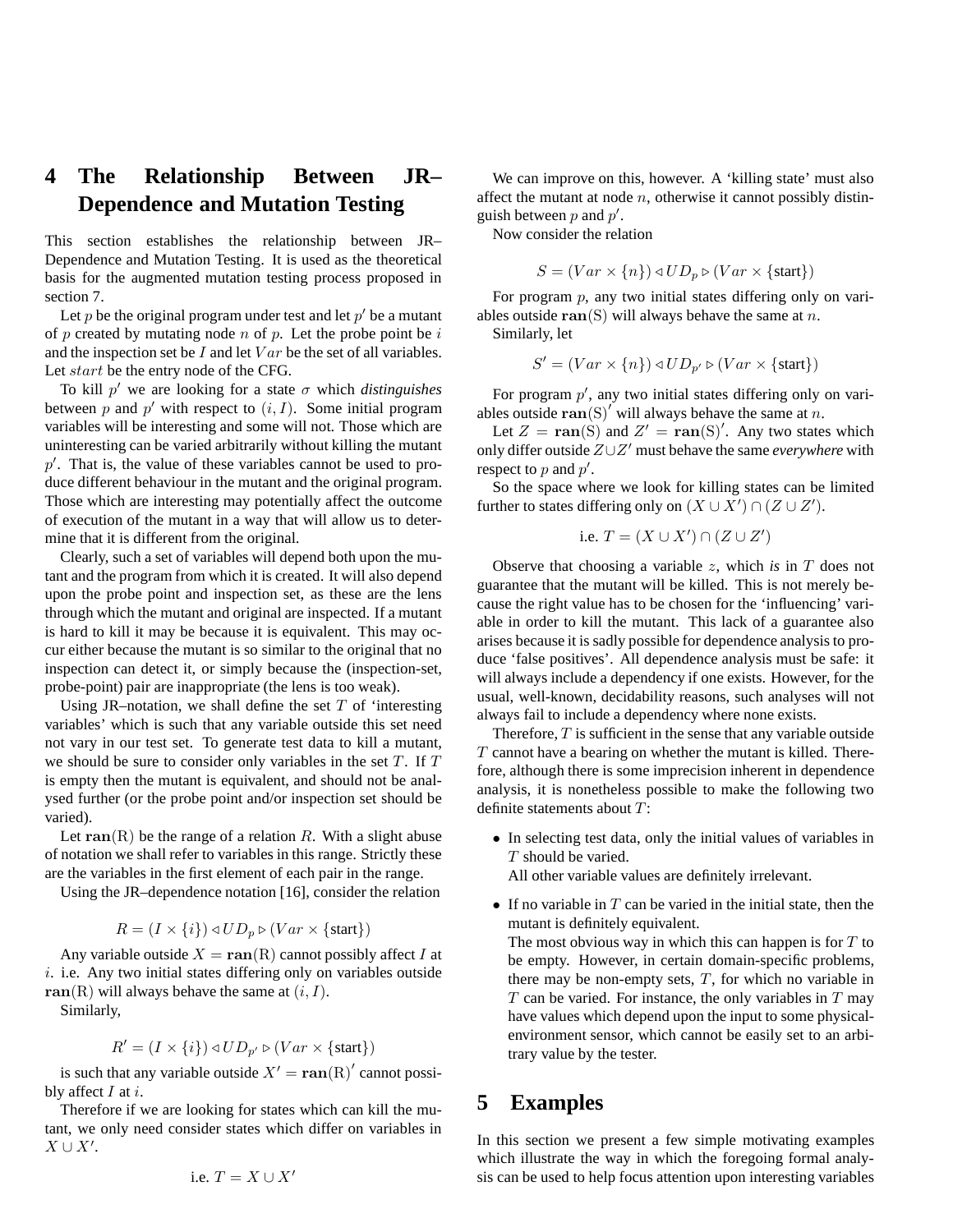# 4 The Relationship Between JR–Dependence and Mutation Testing

This section establishes the relationship between JR–Dependence and Mutation Testing. It is used as the theoretical basis for the augmented mutation testing process proposed in section 7.

Let $p$ be the original program under test and let $p'$ be a mutant of $p$ created by mutating node $n$ of $p$. Let the probe point be $i$ and the inspection set be $I$ and let $Var$ be the set of all variables. Let $start$ be the entry node of the CFG.

To kill $p'$ we are looking for a state $\sigma$ which *distinguishes* between $p$ and $p'$ with respect to $(i, I)$. Some initial program variables will be interesting and some will not. Those which are uninteresting can be varied arbitrarily without killing the mutant $p'$. That is, the value of these variables cannot be used to produce different behaviour in the mutant and the original program. Those which are interesting may potentially affect the outcome of execution of the mutant in a way that will allow us to determine that it is different from the original.

Clearly, such a set of variables will depend both upon the mutant and the program from which it is created. It will also depend upon the probe point and inspection set, as these are the lens through which the mutant and original are inspected. If a mutant is hard to kill it may be because it is equivalent. This may occur either because the mutant is so similar to the original that no inspection can detect it, or simply because the (inspection-set, probe-point) pair are inappropriate (the lens is too weak).

Using JR–notation, we shall define the set $T$ of 'interesting variables' which is such that any variable outside this set need not vary in our test set. To generate test data to kill a mutant, we should be sure to consider only variables in the set $T$. If $T$ is empty then the mutant is equivalent, and should not be analysed further (or the probe point and/or inspection set should be varied).

Let $\mathbf{ran}(\mathrm{R})$ be the range of a relation $R$. With a slight abuse of notation we shall refer to variables in this range. Strictly these are the variables in the first element of each pair in the range.

Using the JR–dependence notation [16], consider the relation

$$R = (I \times \{i\}) \lhd UD_p \rhd (Var \times \{\text{start}\})$$

Any variable outside $X = \mathbf{ran}(\mathrm{R})$ cannot possibly affect $I$ at $i$. i.e. Any two initial states differing only on variables outside $\mathbf{ran}(\mathrm{R})$ will always behave the same at $(i, I)$.

Similarly,

$$R' = (I \times \{i\}) \lhd UD_{p'} \rhd (Var \times \{\text{start}\})$$

is such that any variable outside $X' = \mathbf{ran}(\mathrm{R})'$ cannot possibly affect $I$ at $i$.

Therefore if we are looking for states which can kill the mutant, we only need consider states which differ on variables in $X \cup X'$.

$$\text{i.e. } T = X \cup X'$$

We can improve on this, however. A 'killing state' must also affect the mutant at node $n$, otherwise it cannot possibly distinguish between $p$ and $p'$.

Now consider the relation

$$S = (Var \times \{n\}) \lhd UD_p \rhd (Var \times \{\text{start}\})$$

For program $p$, any two initial states differing only on variables outside $\mathbf{ran}(\mathrm{S})$ will always behave the same at $n$.

Similarly, let

$$S' = (Var \times \{n\}) \lhd UD_{p'} \rhd (Var \times \{\text{start}\})$$

For program $p'$, any two initial states differing only on variables outside $\mathbf{ran}(\mathrm{S})'$ will always behave the same at $n$.

Let $Z = \mathbf{ran}(\mathrm{S})$ and $Z' = \mathbf{ran}(\mathrm{S})'$. Any two states which only differ outside $Z \cup Z'$ must behave the same *everywhere* with respect to $p$ and $p'$.

So the space where we look for killing states can be limited further to states differing only on $(X \cup X') \cap (Z \cup Z')$.

$$\text{i.e. } T = (X \cup X') \cap (Z \cup Z')$$

Observe that choosing a variable $z$, which *is* in $T$ does not guarantee that the mutant will be killed. This is not merely because the right value has to be chosen for the 'influencing' variable in order to kill the mutant. This lack of a guarantee also arises because it is sadly possible for dependence analysis to produce 'false positives'. All dependence analysis must be safe: it will always include a dependency if one exists. However, for the usual, well-known, decidability reasons, such analyses will not always fail to include a dependency where none exists.

Therefore, $T$ is sufficient in the sense that any variable outside $T$ cannot have a bearing on whether the mutant is killed. Therefore, although there is some imprecision inherent in dependence analysis, it is nonetheless possible to make the following two definite statements about $T$:

- In selecting test data, only the initial values of variables in $T$ should be varied.
  All other variable values are definitely irrelevant.

- If no variable in $T$ can be varied in the initial state, then the mutant is definitely equivalent.
  The most obvious way in which this can happen is for $T$ to be empty. However, in certain domain-specific problems, there may be non-empty sets, $T$, for which no variable in $T$ can be varied. For instance, the only variables in $T$ may have values which depend upon the input to some physical-environment sensor, which cannot be easily set to an arbitrary value by the tester.

# 5 Examples

In this section we present a few simple motivating examples which illustrate the way in which the foregoing formal analysis can be used to help focus attention upon interesting variables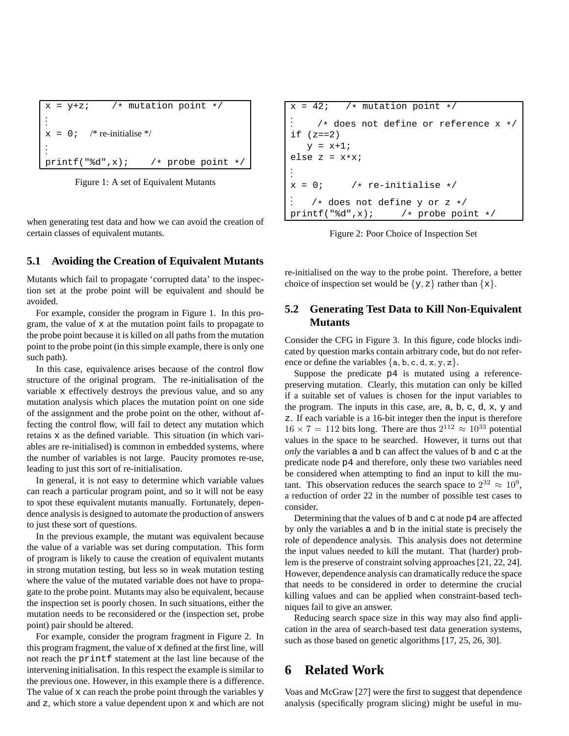```
x = y+z;    /* mutation point */
⋮
x = 0;    /* re-initialise */
⋮
printf("%d",x);    /* probe point */
```

Figure 1: A set of Equivalent Mutants

when generating test data and how we can avoid the creation of certain classes of equivalent mutants.

### 5.1 Avoiding the Creation of Equivalent Mutants

Mutants which fail to propagate 'corrupted data' to the inspection set at the probe point will be equivalent and should be avoided.

For example, consider the program in Figure 1. In this program, the value of x at the mutation point fails to propagate to the probe point because it is killed on all paths from the mutation point to the probe point (in this simple example, there is only one such path).

In this case, equivalence arises because of the control flow structure of the original program. The re-initialisation of the variable x effectively destroys the previous value, and so any mutation analysis which places the mutation point on one side of the assignment and the probe point on the other, without affecting the control flow, will fail to detect any mutation which retains x as the defined variable. This situation (in which variables are re-initialised) is common in embedded systems, where the number of variables is not large. Paucity promotes re-use, leading to just this sort of re-initialisation.

In general, it is not easy to determine which variable values can reach a particular program point, and so it will not be easy to spot these equivalent mutants manually. Fortunately, dependence analysis is designed to automate the production of answers to just these sort of questions.

In the previous example, the mutant was equivalent because the value of a variable was set during computation. This form of program is likely to cause the creation of equivalent mutants in strong mutation testing, but less so in weak mutation testing where the value of the mutated variable does not have to propagate to the probe point. Mutants may also be equivalent, because the inspection set is poorly chosen. In such situations, either the mutation needs to be reconsidered or the (inspection set, probe point) pair should be altered.

For example, consider the program fragment in Figure 2. In this program fragment, the value of x defined at the first line, will not reach the printf statement at the last line because of the intervening initialisation. In this respect the example is similar to the previous one. However, in this example there is a difference. The value of x can reach the probe point through the variables y and z, which store a value dependent upon x and which are not

```
x = 42;   /* mutation point */
⋮    /* does not define or reference x */
if (z==2)
   y = x+1;
else z = x*x;
⋮
x = 0;     /* re-initialise */
⋮   /* does not define y or z */
printf("%d",x);     /* probe point */
```

Figure 2: Poor Choice of Inspection Set

re-initialised on the way to the probe point. Therefore, a better choice of inspection set would be $\{y, z\}$ rather than $\{x\}$.

### 5.2 Generating Test Data to Kill Non-Equivalent Mutants

Consider the CFG in Figure 3. In this figure, code blocks indicated by question marks contain arbitrary code, but do not reference or define the variables $\{a, b, c, d, x, y, z\}$.

Suppose the predicate p4 is mutated using a reference-preserving mutation. Clearly, this mutation can only be killed if a suitable set of values is chosen for the input variables to the program. The inputs in this case, are, a, b, c, d, x, y and z. If each variable is a 16-bit integer then the input is therefore $16 \times 7 = 112$ bits long. There are thus $2^{112} \approx 10^{33}$ potential values in the space to be searched. However, it turns out that *only* the variables a and b can affect the values of b and c at the predicate node p4 and therefore, only these two variables need be considered when attempting to find an input to kill the mutant. This observation reduces the search space to $2^{32} \approx 10^{9}$, a reduction of order 22 in the number of possible test cases to consider.

Determining that the values of b and c at node p4 are affected by only the variables a and b in the initial state is precisely the role of dependence analysis. This analysis does not determine the input values needed to kill the mutant. That (harder) problem is the preserve of constraint solving approaches [21, 22, 24]. However, dependence analysis can dramatically reduce the space that needs to be considered in order to determine the crucial killing values and can be applied when constraint-based techniques fail to give an answer.

Reducing search space size in this way may also find application in the area of search-based test data generation systems, such as those based on genetic algorithms [17, 25, 26, 30].

## 6 Related Work

Voas and McGraw [27] were the first to suggest that dependence analysis (specifically program slicing) might be useful in mu-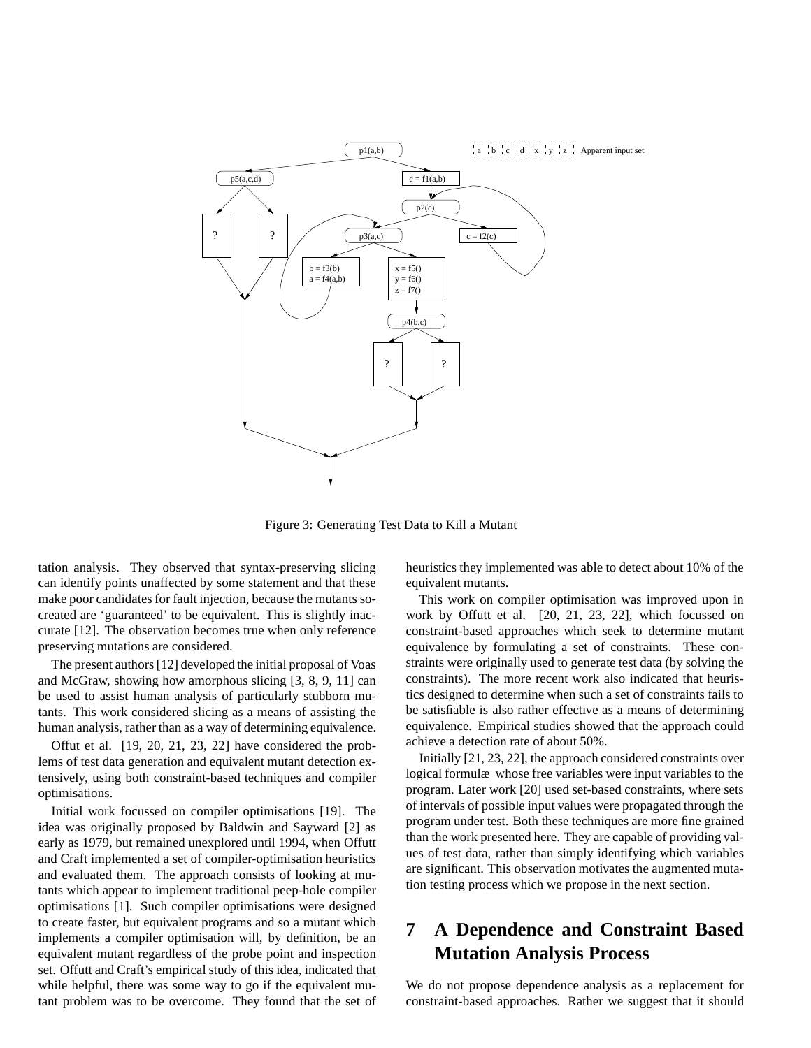Figure 3: Generating Test Data to Kill a Mutant

tation analysis. They observed that syntax-preserving slicing can identify points unaffected by some statement and that these make poor candidates for fault injection, because the mutants so-created are 'guaranteed' to be equivalent. This is slightly inaccurate [12]. The observation becomes true when only reference preserving mutations are considered.

The present authors [12] developed the initial proposal of Voas and McGraw, showing how amorphous slicing [3, 8, 9, 11] can be used to assist human analysis of particularly stubborn mutants. This work considered slicing as a means of assisting the human analysis, rather than as a way of determining equivalence.

Offut et al. [19, 20, 21, 23, 22] have considered the problems of test data generation and equivalent mutant detection extensively, using both constraint-based techniques and compiler optimisations.

Initial work focussed on compiler optimisations [19]. The idea was originally proposed by Baldwin and Sayward [2] as early as 1979, but remained unexplored until 1994, when Offutt and Craft implemented a set of compiler-optimisation heuristics and evaluated them. The approach consists of looking at mutants which appear to implement traditional peep-hole compiler optimisations [1]. Such compiler optimisations were designed to create faster, but equivalent programs and so a mutant which implements a compiler optimisation will, by definition, be an equivalent mutant regardless of the probe point and inspection set. Offutt and Craft's empirical study of this idea, indicated that while helpful, there was some way to go if the equivalent mutant problem was to be overcome. They found that the set of heuristics they implemented was able to detect about 10% of the equivalent mutants.

This work on compiler optimisation was improved upon in work by Offutt et al. [20, 21, 23, 22], which focussed on constraint-based approaches which seek to determine mutant equivalence by formulating a set of constraints. These constraints were originally used to generate test data (by solving the constraints). The more recent work also indicated that heuristics designed to determine when such a set of constraints fails to be satisfiable is also rather effective as a means of determining equivalence. Empirical studies showed that the approach could achieve a detection rate of about 50%.

Initially [21, 23, 22], the approach considered constraints over logical formulæ whose free variables were input variables to the program. Later work [20] used set-based constraints, where sets of intervals of possible input values were propagated through the program under test. Both these techniques are more fine grained than the work presented here. They are capable of providing values of test data, rather than simply identifying which variables are significant. This observation motivates the augmented mutation testing process which we propose in the next section.

# 7 A Dependence and Constraint Based Mutation Analysis Process

We do not propose dependence analysis as a replacement for constraint-based approaches. Rather we suggest that it should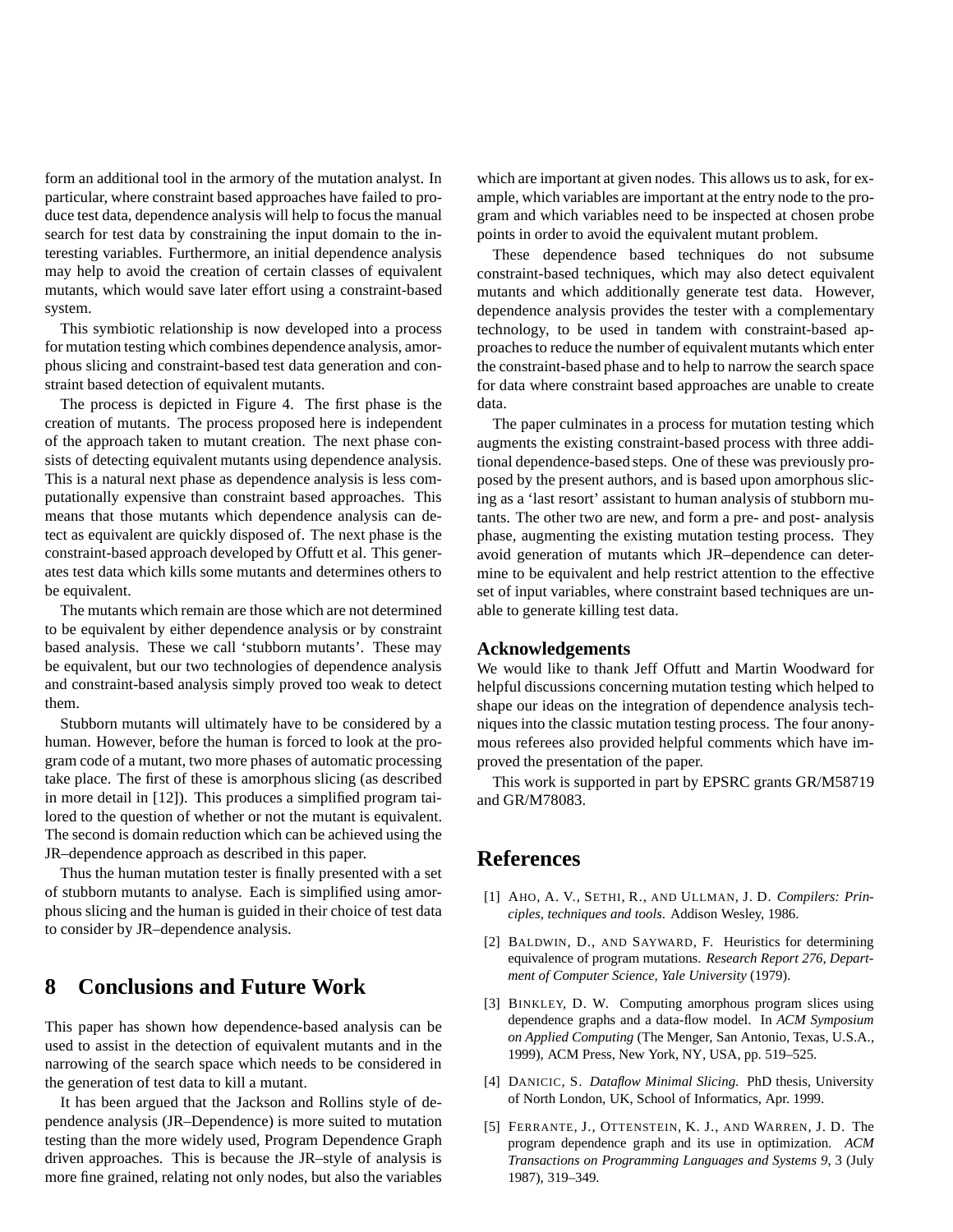form an additional tool in the armory of the mutation analyst. In particular, where constraint based approaches have failed to produce test data, dependence analysis will help to focus the manual search for test data by constraining the input domain to the interesting variables. Furthermore, an initial dependence analysis may help to avoid the creation of certain classes of equivalent mutants, which would save later effort using a constraint-based system.

This symbiotic relationship is now developed into a process for mutation testing which combines dependence analysis, amorphous slicing and constraint-based test data generation and constraint based detection of equivalent mutants.

The process is depicted in Figure 4. The first phase is the creation of mutants. The process proposed here is independent of the approach taken to mutant creation. The next phase consists of detecting equivalent mutants using dependence analysis. This is a natural next phase as dependence analysis is less computationally expensive than constraint based approaches. This means that those mutants which dependence analysis can detect as equivalent are quickly disposed of. The next phase is the constraint-based approach developed by Offutt et al. This generates test data which kills some mutants and determines others to be equivalent.

The mutants which remain are those which are not determined to be equivalent by either dependence analysis or by constraint based analysis. These we call 'stubborn mutants'. These may be equivalent, but our two technologies of dependence analysis and constraint-based analysis simply proved too weak to detect them.

Stubborn mutants will ultimately have to be considered by a human. However, before the human is forced to look at the program code of a mutant, two more phases of automatic processing take place. The first of these is amorphous slicing (as described in more detail in [12]). This produces a simplified program tailored to the question of whether or not the mutant is equivalent. The second is domain reduction which can be achieved using the JR–dependence approach as described in this paper.

Thus the human mutation tester is finally presented with a set of stubborn mutants to analyse. Each is simplified using amorphous slicing and the human is guided in their choice of test data to consider by JR–dependence analysis.

# 8 Conclusions and Future Work

This paper has shown how dependence-based analysis can be used to assist in the detection of equivalent mutants and in the narrowing of the search space which needs to be considered in the generation of test data to kill a mutant.

It has been argued that the Jackson and Rollins style of dependence analysis (JR–Dependence) is more suited to mutation testing than the more widely used, Program Dependence Graph driven approaches. This is because the JR–style of analysis is more fine grained, relating not only nodes, but also the variables which are important at given nodes. This allows us to ask, for example, which variables are important at the entry node to the program and which variables need to be inspected at chosen probe points in order to avoid the equivalent mutant problem.

These dependence based techniques do not subsume constraint-based techniques, which may also detect equivalent mutants and which additionally generate test data. However, dependence analysis provides the tester with a complementary technology, to be used in tandem with constraint-based approaches to reduce the number of equivalent mutants which enter the constraint-based phase and to help to narrow the search space for data where constraint based approaches are unable to create data.

The paper culminates in a process for mutation testing which augments the existing constraint-based process with three additional dependence-based steps. One of these was previously proposed by the present authors, and is based upon amorphous slicing as a 'last resort' assistant to human analysis of stubborn mutants. The other two are new, and form a pre- and post- analysis phase, augmenting the existing mutation testing process. They avoid generation of mutants which JR–dependence can determine to be equivalent and help restrict attention to the effective set of input variables, where constraint based techniques are unable to generate killing test data.

## Acknowledgements

We would like to thank Jeff Offutt and Martin Woodward for helpful discussions concerning mutation testing which helped to shape our ideas on the integration of dependence analysis techniques into the classic mutation testing process. The four anonymous referees also provided helpful comments which have improved the presentation of the paper.

This work is supported in part by EPSRC grants GR/M58719 and GR/M78083.

# References

[1] Aho, A. V., Sethi, R., and Ullman, J. D. *Compilers: Principles, techniques and tools*. Addison Wesley, 1986.

[2] Baldwin, D., and Sayward, F. Heuristics for determining equivalence of program mutations. *Research Report 276, Department of Computer Science, Yale University* (1979).

[3] Binkley, D. W. Computing amorphous program slices using dependence graphs and a data-flow model. In *ACM Symposium on Applied Computing* (The Menger, San Antonio, Texas, U.S.A., 1999), ACM Press, New York, NY, USA, pp. 519–525.

[4] Danicic, S. *Dataflow Minimal Slicing*. PhD thesis, University of North London, UK, School of Informatics, Apr. 1999.

[5] Ferrante, J., Ottenstein, K. J., and Warren, J. D. The program dependence graph and its use in optimization. *ACM Transactions on Programming Languages and Systems 9*, 3 (July 1987), 319–349.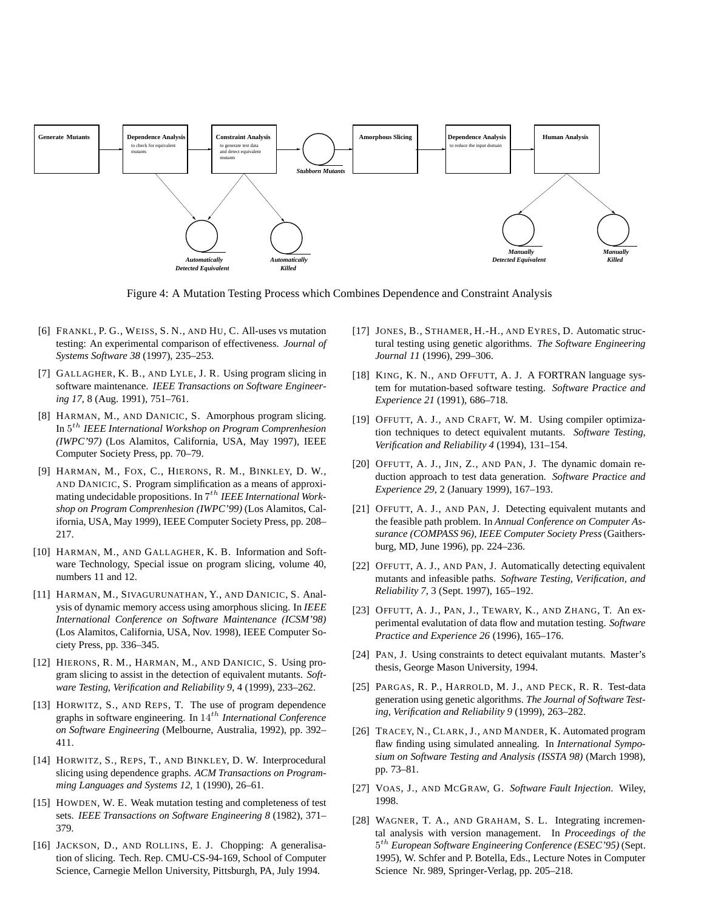Generate Mutants → Dependence Analysis (to check for equivalent mutants) → Constraint Analysis (to generate test data and detect equivalent mutants) → Stubborn Mutants → Amorphous Slicing → Dependence Analysis (to reduce the input domain) → Human Analysis

Automatically Detected Equivalent | Automatically Killed | Manually Detected Equivalent | Manually Killed

Figure 4: A Mutation Testing Process which Combines Dependence and Constraint Analysis

[6] FRANKL, P. G., WEISS, S. N., AND HU, C. All-uses vs mutation testing: An experimental comparison of effectiveness. *Journal of Systems Software 38* (1997), 235–253.

[7] GALLAGHER, K. B., AND LYLE, J. R. Using program slicing in software maintenance. *IEEE Transactions on Software Engineering 17*, 8 (Aug. 1991), 751–761.

[8] HARMAN, M., AND DANICIC, S. Amorphous program slicing. In $5^{th}$ *IEEE International Workshop on Program Comprenhesion (IWPC'97)* (Los Alamitos, California, USA, May 1997), IEEE Computer Society Press, pp. 70–79.

[9] HARMAN, M., FOX, C., HIERONS, R. M., BINKLEY, D. W., AND DANICIC, S. Program simplification as a means of approximating undecidable propositions. In $7^{th}$ *IEEE International Workshop on Program Comprenhesion (IWPC'99)* (Los Alamitos, California, USA, May 1999), IEEE Computer Society Press, pp. 208–217.

[10] HARMAN, M., AND GALLAGHER, K. B. Information and Software Technology, Special issue on program slicing, volume 40, numbers 11 and 12.

[11] HARMAN, M., SIVAGURUNATHAN, Y., AND DANICIC, S. Analysis of dynamic memory access using amorphous slicing. In *IEEE International Conference on Software Maintenance (ICSM'98)* (Los Alamitos, California, USA, Nov. 1998), IEEE Computer Society Press, pp. 336–345.

[12] HIERONS, R. M., HARMAN, M., AND DANICIC, S. Using program slicing to assist in the detection of equivalent mutants. *Software Testing, Verification and Reliability 9*, 4 (1999), 233–262.

[13] HORWITZ, S., AND REPS, T. The use of program dependence graphs in software engineering. In $14^{th}$ *International Conference on Software Engineering* (Melbourne, Australia, 1992), pp. 392–411.

[14] HORWITZ, S., REPS, T., AND BINKLEY, D. W. Interprocedural slicing using dependence graphs. *ACM Transactions on Programming Languages and Systems 12*, 1 (1990), 26–61.

[15] HOWDEN, W. E. Weak mutation testing and completeness of test sets. *IEEE Transactions on Software Engineering 8* (1982), 371–379.

[16] JACKSON, D., AND ROLLINS, E. J. Chopping: A generalisation of slicing. Tech. Rep. CMU-CS-94-169, School of Computer Science, Carnegie Mellon University, Pittsburgh, PA, July 1994.

[17] JONES, B., STHAMER, H.-H., AND EYRES, D. Automatic structural testing using genetic algorithms. *The Software Engineering Journal 11* (1996), 299–306.

[18] KING, K. N., AND OFFUTT, A. J. A FORTRAN language system for mutation-based software testing. *Software Practice and Experience 21* (1991), 686–718.

[19] OFFUTT, A. J., AND CRAFT, W. M. Using compiler optimization techniques to detect equivalent mutants. *Software Testing, Verification and Reliability 4* (1994), 131–154.

[20] OFFUTT, A. J., JIN, Z., AND PAN, J. The dynamic domain reduction approach to test data generation. *Software Practice and Experience 29*, 2 (January 1999), 167–193.

[21] OFFUTT, A. J., AND PAN, J. Detecting equivalent mutants and the feasible path problem. In *Annual Conference on Computer Assurance (COMPASS 96), IEEE Computer Society Press* (Gaithersburg, MD, June 1996), pp. 224–236.

[22] OFFUTT, A. J., AND PAN, J. Automatically detecting equivalent mutants and infeasible paths. *Software Testing, Verification, and Reliability 7*, 3 (Sept. 1997), 165–192.

[23] OFFUTT, A. J., PAN, J., TEWARY, K., AND ZHANG, T. An experimental evalutation of data flow and mutation testing. *Software Practice and Experience 26* (1996), 165–176.

[24] PAN, J. Using constraints to detect equivalant mutants. Master's thesis, George Mason University, 1994.

[25] PARGAS, R. P., HARROLD, M. J., AND PECK, R. R. Test-data generation using genetic algorithms. *The Journal of Software Testing, Verification and Reliability 9* (1999), 263–282.

[26] TRACEY, N., CLARK, J., AND MANDER, K. Automated program flaw finding using simulated annealing. In *International Symposium on Software Testing and Analysis (ISSTA 98)* (March 1998), pp. 73–81.

[27] VOAS, J., AND MCGRAW, G. *Software Fault Injection*. Wiley, 1998.

[28] WAGNER, T. A., AND GRAHAM, S. L. Integrating incremental analysis with version management. In *Proceedings of the* $5^{th}$ *European Software Engineering Conference (ESEC'95)* (Sept. 1995), W. Schfer and P. Botella, Eds., Lecture Notes in Computer Science Nr. 989, Springer-Verlag, pp. 205–218.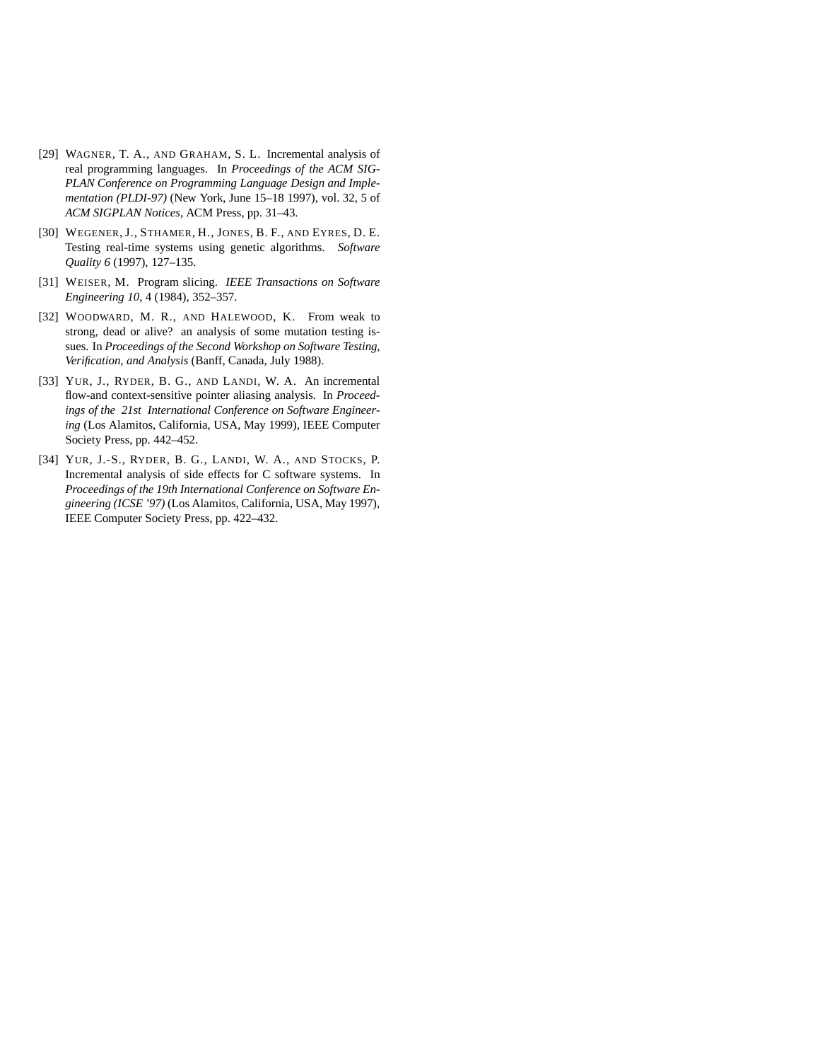[29] WAGNER, T. A., AND GRAHAM, S. L. Incremental analysis of real programming languages. In *Proceedings of the ACM SIGPLAN Conference on Programming Language Design and Implementation (PLDI-97)* (New York, June 15–18 1997), vol. 32, 5 of *ACM SIGPLAN Notices*, ACM Press, pp. 31–43.

[30] WEGENER, J., STHAMER, H., JONES, B. F., AND EYRES, D. E. Testing real-time systems using genetic algorithms. *Software Quality 6* (1997), 127–135.

[31] WEISER, M. Program slicing. *IEEE Transactions on Software Engineering 10*, 4 (1984), 352–357.

[32] WOODWARD, M. R., AND HALEWOOD, K. From weak to strong, dead or alive? an analysis of some mutation testing issues. In *Proceedings of the Second Workshop on Software Testing, Verification, and Analysis* (Banff, Canada, July 1988).

[33] YUR, J., RYDER, B. G., AND LANDI, W. A. An incremental flow-and context-sensitive pointer aliasing analysis. In *Proceedings of the 21st International Conference on Software Engineering* (Los Alamitos, California, USA, May 1999), IEEE Computer Society Press, pp. 442–452.

[34] YUR, J.-S., RYDER, B. G., LANDI, W. A., AND STOCKS, P. Incremental analysis of side effects for C software systems. In *Proceedings of the 19th International Conference on Software Engineering (ICSE '97)* (Los Alamitos, California, USA, May 1997), IEEE Computer Society Press, pp. 422–432.